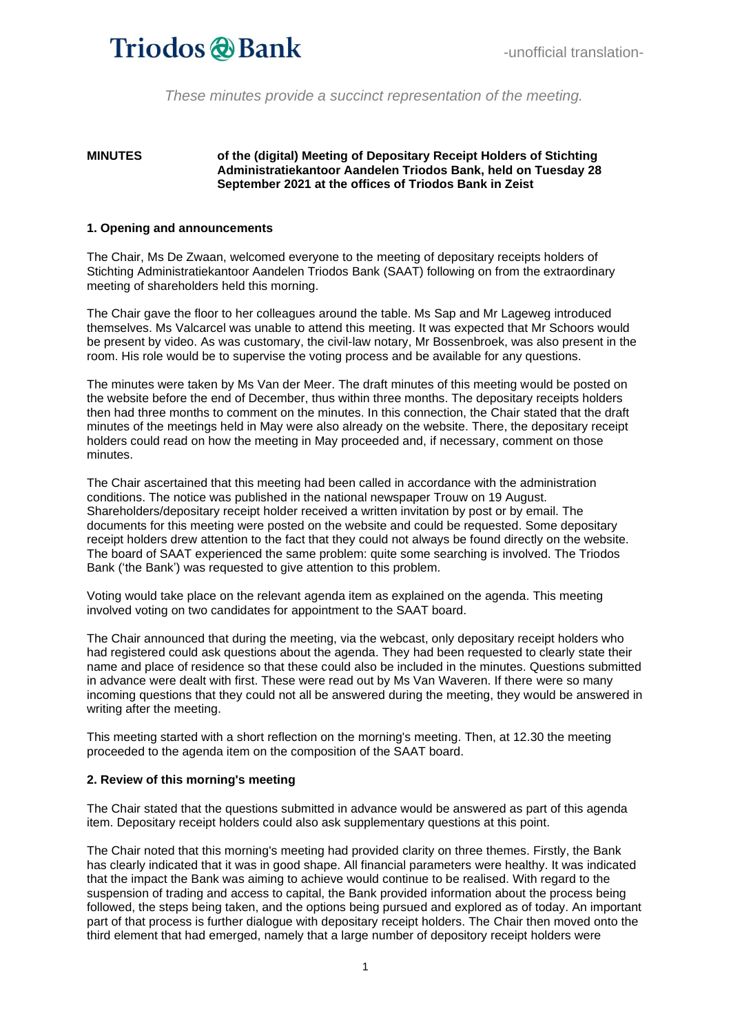Triodos Bank

-unofficial translation-

*These minutes provide a succinct representation of the meeting.*

**MINUTES** **of the (digital) Meeting of Depositary Receipt Holders of Stichting Administratiekantoor Aandelen Triodos Bank, held on Tuesday 28 September 2021 at the offices of Triodos Bank in Zeist**

## 1. Opening and announcements

The Chair, Ms De Zwaan, welcomed everyone to the meeting of depositary receipts holders of Stichting Administratiekantoor Aandelen Triodos Bank (SAAT) following on from the extraordinary meeting of shareholders held this morning.

The Chair gave the floor to her colleagues around the table. Ms Sap and Mr Lageweg introduced themselves. Ms Valcarcel was unable to attend this meeting. It was expected that Mr Schoors would be present by video. As was customary, the civil-law notary, Mr Bossenbroek, was also present in the room. His role would be to supervise the voting process and be available for any questions.

The minutes were taken by Ms Van der Meer. The draft minutes of this meeting would be posted on the website before the end of December, thus within three months. The depositary receipts holders then had three months to comment on the minutes. In this connection, the Chair stated that the draft minutes of the meetings held in May were also already on the website. There, the depositary receipt holders could read on how the meeting in May proceeded and, if necessary, comment on those minutes.

The Chair ascertained that this meeting had been called in accordance with the administration conditions. The notice was published in the national newspaper Trouw on 19 August. Shareholders/depositary receipt holder received a written invitation by post or by email. The documents for this meeting were posted on the website and could be requested. Some depositary receipt holders drew attention to the fact that they could not always be found directly on the website. The board of SAAT experienced the same problem: quite some searching is involved. The Triodos Bank ('the Bank') was requested to give attention to this problem.

Voting would take place on the relevant agenda item as explained on the agenda. This meeting involved voting on two candidates for appointment to the SAAT board.

The Chair announced that during the meeting, via the webcast, only depositary receipt holders who had registered could ask questions about the agenda. They had been requested to clearly state their name and place of residence so that these could also be included in the minutes. Questions submitted in advance were dealt with first. These were read out by Ms Van Waveren. If there were so many incoming questions that they could not all be answered during the meeting, they would be answered in writing after the meeting.

This meeting started with a short reflection on the morning's meeting. Then, at 12.30 the meeting proceeded to the agenda item on the composition of the SAAT board.

## 2. Review of this morning's meeting

The Chair stated that the questions submitted in advance would be answered as part of this agenda item. Depositary receipt holders could also ask supplementary questions at this point.

The Chair noted that this morning's meeting had provided clarity on three themes. Firstly, the Bank has clearly indicated that it was in good shape. All financial parameters were healthy. It was indicated that the impact the Bank was aiming to achieve would continue to be realised. With regard to the suspension of trading and access to capital, the Bank provided information about the process being followed, the steps being taken, and the options being pursued and explored as of today. An important part of that process is further dialogue with depositary receipt holders. The Chair then moved onto the third element that had emerged, namely that a large number of depository receipt holders were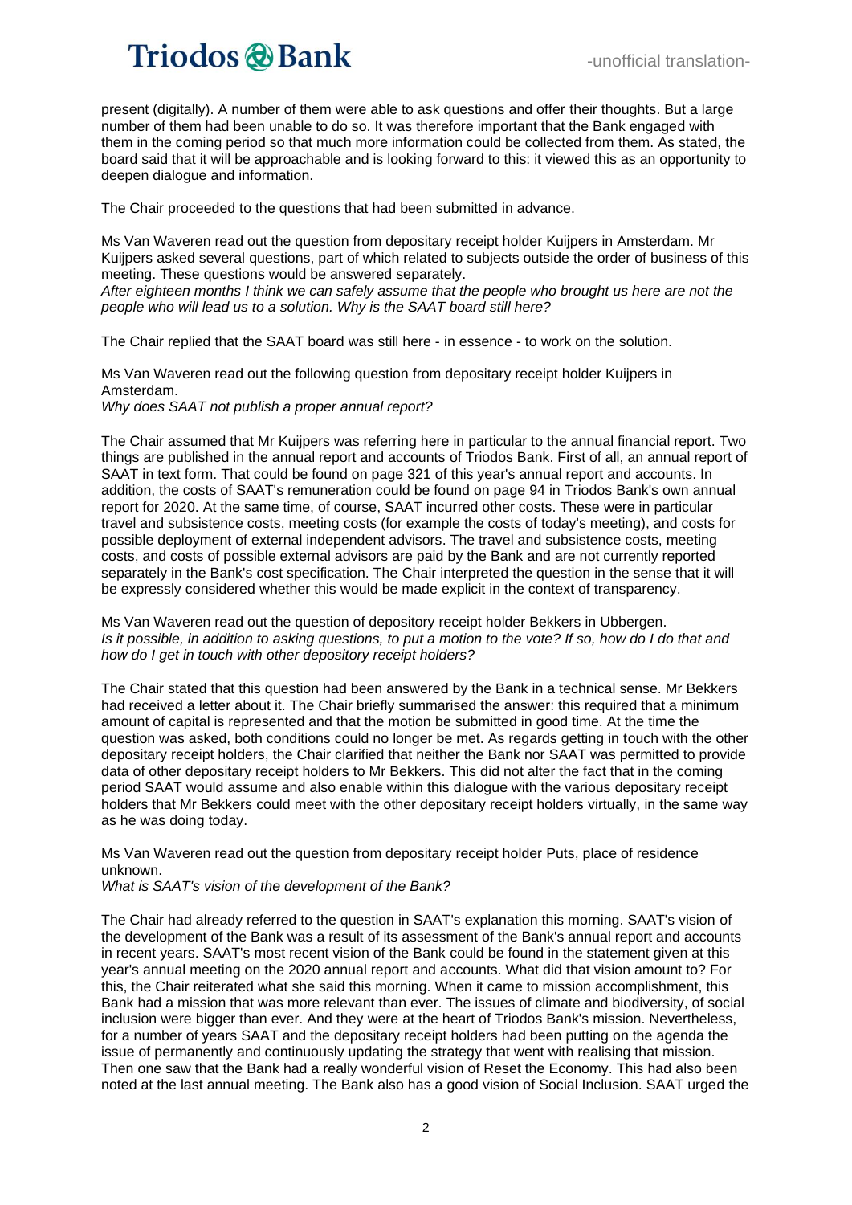present (digitally). A number of them were able to ask questions and offer their thoughts. But a large number of them had been unable to do so. It was therefore important that the Bank engaged with them in the coming period so that much more information could be collected from them. As stated, the board said that it will be approachable and is looking forward to this: it viewed this as an opportunity to deepen dialogue and information.

The Chair proceeded to the questions that had been submitted in advance.

Ms Van Waveren read out the question from depositary receipt holder Kuijpers in Amsterdam. Mr Kuijpers asked several questions, part of which related to subjects outside the order of business of this meeting. These questions would be answered separately.
*After eighteen months I think we can safely assume that the people who brought us here are not the people who will lead us to a solution. Why is the SAAT board still here?*

The Chair replied that the SAAT board was still here - in essence - to work on the solution.

Ms Van Waveren read out the following question from depositary receipt holder Kuijpers in Amsterdam.
*Why does SAAT not publish a proper annual report?*

The Chair assumed that Mr Kuijpers was referring here in particular to the annual financial report. Two things are published in the annual report and accounts of Triodos Bank. First of all, an annual report of SAAT in text form. That could be found on page 321 of this year's annual report and accounts. In addition, the costs of SAAT's remuneration could be found on page 94 in Triodos Bank's own annual report for 2020. At the same time, of course, SAAT incurred other costs. These were in particular travel and subsistence costs, meeting costs (for example the costs of today's meeting), and costs for possible deployment of external independent advisors. The travel and subsistence costs, meeting costs, and costs of possible external advisors are paid by the Bank and are not currently reported separately in the Bank's cost specification. The Chair interpreted the question in the sense that it will be expressly considered whether this would be made explicit in the context of transparency.

Ms Van Waveren read out the question of depository receipt holder Bekkers in Ubbergen.
*Is it possible, in addition to asking questions, to put a motion to the vote? If so, how do I do that and how do I get in touch with other depository receipt holders?*

The Chair stated that this question had been answered by the Bank in a technical sense. Mr Bekkers had received a letter about it. The Chair briefly summarised the answer: this required that a minimum amount of capital is represented and that the motion be submitted in good time. At the time the question was asked, both conditions could no longer be met. As regards getting in touch with the other depositary receipt holders, the Chair clarified that neither the Bank nor SAAT was permitted to provide data of other depositary receipt holders to Mr Bekkers. This did not alter the fact that in the coming period SAAT would assume and also enable within this dialogue with the various depositary receipt holders that Mr Bekkers could meet with the other depositary receipt holders virtually, in the same way as he was doing today.

Ms Van Waveren read out the question from depositary receipt holder Puts, place of residence unknown.
*What is SAAT's vision of the development of the Bank?*

The Chair had already referred to the question in SAAT's explanation this morning. SAAT's vision of the development of the Bank was a result of its assessment of the Bank's annual report and accounts in recent years. SAAT's most recent vision of the Bank could be found in the statement given at this year's annual meeting on the 2020 annual report and accounts. What did that vision amount to? For this, the Chair reiterated what she said this morning. When it came to mission accomplishment, this Bank had a mission that was more relevant than ever. The issues of climate and biodiversity, of social inclusion were bigger than ever. And they were at the heart of Triodos Bank's mission. Nevertheless, for a number of years SAAT and the depositary receipt holders had been putting on the agenda the issue of permanently and continuously updating the strategy that went with realising that mission. Then one saw that the Bank had a really wonderful vision of Reset the Economy. This had also been noted at the last annual meeting. The Bank also has a good vision of Social Inclusion. SAAT urged the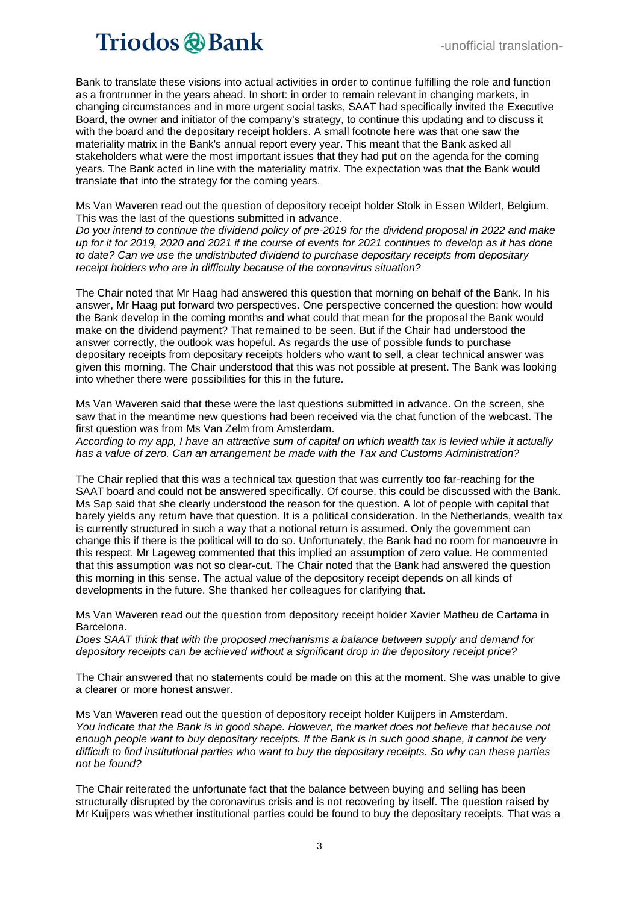Bank to translate these visions into actual activities in order to continue fulfilling the role and function as a frontrunner in the years ahead. In short: in order to remain relevant in changing markets, in changing circumstances and in more urgent social tasks, SAAT had specifically invited the Executive Board, the owner and initiator of the company's strategy, to continue this updating and to discuss it with the board and the depositary receipt holders. A small footnote here was that one saw the materiality matrix in the Bank's annual report every year. This meant that the Bank asked all stakeholders what were the most important issues that they had put on the agenda for the coming years. The Bank acted in line with the materiality matrix. The expectation was that the Bank would translate that into the strategy for the coming years.

Ms Van Waveren read out the question of depository receipt holder Stolk in Essen Wildert, Belgium. This was the last of the questions submitted in advance.

*Do you intend to continue the dividend policy of pre-2019 for the dividend proposal in 2022 and make up for it for 2019, 2020 and 2021 if the course of events for 2021 continues to develop as it has done to date? Can we use the undistributed dividend to purchase depositary receipts from depositary receipt holders who are in difficulty because of the coronavirus situation?*

The Chair noted that Mr Haag had answered this question that morning on behalf of the Bank. In his answer, Mr Haag put forward two perspectives. One perspective concerned the question: how would the Bank develop in the coming months and what could that mean for the proposal the Bank would make on the dividend payment? That remained to be seen. But if the Chair had understood the answer correctly, the outlook was hopeful. As regards the use of possible funds to purchase depositary receipts from depositary receipts holders who want to sell, a clear technical answer was given this morning. The Chair understood that this was not possible at present. The Bank was looking into whether there were possibilities for this in the future.

Ms Van Waveren said that these were the last questions submitted in advance. On the screen, she saw that in the meantime new questions had been received via the chat function of the webcast. The first question was from Ms Van Zelm from Amsterdam.

*According to my app, I have an attractive sum of capital on which wealth tax is levied while it actually has a value of zero. Can an arrangement be made with the Tax and Customs Administration?*

The Chair replied that this was a technical tax question that was currently too far-reaching for the SAAT board and could not be answered specifically. Of course, this could be discussed with the Bank. Ms Sap said that she clearly understood the reason for the question. A lot of people with capital that barely yields any return have that question. It is a political consideration. In the Netherlands, wealth tax is currently structured in such a way that a notional return is assumed. Only the government can change this if there is the political will to do so. Unfortunately, the Bank had no room for manoeuvre in this respect. Mr Lageweg commented that this implied an assumption of zero value. He commented that this assumption was not so clear-cut. The Chair noted that the Bank had answered the question this morning in this sense. The actual value of the depository receipt depends on all kinds of developments in the future. She thanked her colleagues for clarifying that.

Ms Van Waveren read out the question from depository receipt holder Xavier Matheu de Cartama in Barcelona.

*Does SAAT think that with the proposed mechanisms a balance between supply and demand for depository receipts can be achieved without a significant drop in the depository receipt price?*

The Chair answered that no statements could be made on this at the moment. She was unable to give a clearer or more honest answer.

Ms Van Waveren read out the question of depository receipt holder Kuijpers in Amsterdam.

*You indicate that the Bank is in good shape. However, the market does not believe that because not enough people want to buy depositary receipts. If the Bank is in such good shape, it cannot be very difficult to find institutional parties who want to buy the depositary receipts. So why can these parties not be found?*

The Chair reiterated the unfortunate fact that the balance between buying and selling has been structurally disrupted by the coronavirus crisis and is not recovering by itself. The question raised by Mr Kuijpers was whether institutional parties could be found to buy the depositary receipts. That was a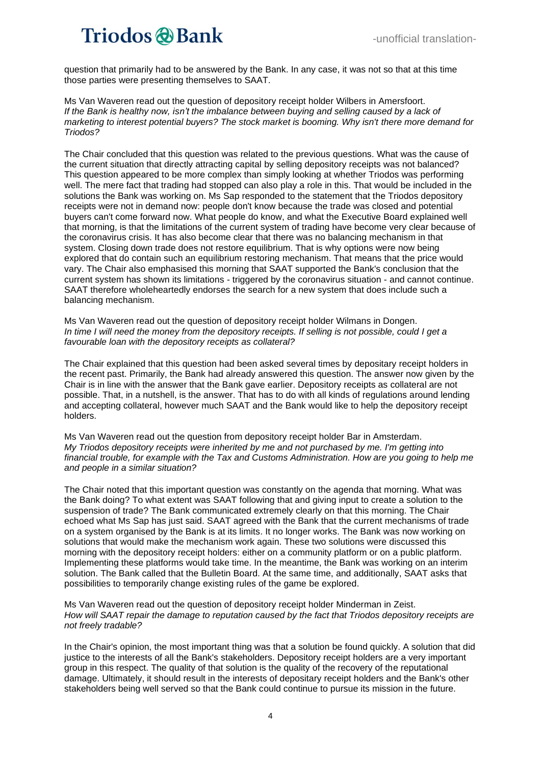question that primarily had to be answered by the Bank. In any case, it was not so that at this time those parties were presenting themselves to SAAT.

Ms Van Waveren read out the question of depository receipt holder Wilbers in Amersfoort.
*If the Bank is healthy now, isn't the imbalance between buying and selling caused by a lack of marketing to interest potential buyers? The stock market is booming. Why isn't there more demand for Triodos?*

The Chair concluded that this question was related to the previous questions. What was the cause of the current situation that directly attracting capital by selling depository receipts was not balanced? This question appeared to be more complex than simply looking at whether Triodos was performing well. The mere fact that trading had stopped can also play a role in this. That would be included in the solutions the Bank was working on. Ms Sap responded to the statement that the Triodos depository receipts were not in demand now: people don't know because the trade was closed and potential buyers can't come forward now. What people do know, and what the Executive Board explained well that morning, is that the limitations of the current system of trading have become very clear because of the coronavirus crisis. It has also become clear that there was no balancing mechanism in that system. Closing down trade does not restore equilibrium. That is why options were now being explored that do contain such an equilibrium restoring mechanism. That means that the price would vary. The Chair also emphasised this morning that SAAT supported the Bank's conclusion that the current system has shown its limitations - triggered by the coronavirus situation - and cannot continue. SAAT therefore wholeheartedly endorses the search for a new system that does include such a balancing mechanism.

Ms Van Waveren read out the question of depository receipt holder Wilmans in Dongen.
*In time I will need the money from the depository receipts. If selling is not possible, could I get a favourable loan with the depository receipts as collateral?*

The Chair explained that this question had been asked several times by depositary receipt holders in the recent past. Primarily, the Bank had already answered this question. The answer now given by the Chair is in line with the answer that the Bank gave earlier. Depository receipts as collateral are not possible. That, in a nutshell, is the answer. That has to do with all kinds of regulations around lending and accepting collateral, however much SAAT and the Bank would like to help the depository receipt holders.

Ms Van Waveren read out the question from depository receipt holder Bar in Amsterdam.
*My Triodos depository receipts were inherited by me and not purchased by me. I'm getting into financial trouble, for example with the Tax and Customs Administration. How are you going to help me and people in a similar situation?*

The Chair noted that this important question was constantly on the agenda that morning. What was the Bank doing? To what extent was SAAT following that and giving input to create a solution to the suspension of trade? The Bank communicated extremely clearly on that this morning. The Chair echoed what Ms Sap has just said. SAAT agreed with the Bank that the current mechanisms of trade on a system organised by the Bank is at its limits. It no longer works. The Bank was now working on solutions that would make the mechanism work again. These two solutions were discussed this morning with the depository receipt holders: either on a community platform or on a public platform. Implementing these platforms would take time. In the meantime, the Bank was working on an interim solution. The Bank called that the Bulletin Board. At the same time, and additionally, SAAT asks that possibilities to temporarily change existing rules of the game be explored.

Ms Van Waveren read out the question of depository receipt holder Minderman in Zeist.
*How will SAAT repair the damage to reputation caused by the fact that Triodos depository receipts are not freely tradable?*

In the Chair's opinion, the most important thing was that a solution be found quickly. A solution that did justice to the interests of all the Bank's stakeholders. Depository receipt holders are a very important group in this respect. The quality of that solution is the quality of the recovery of the reputational damage. Ultimately, it should result in the interests of depositary receipt holders and the Bank's other stakeholders being well served so that the Bank could continue to pursue its mission in the future.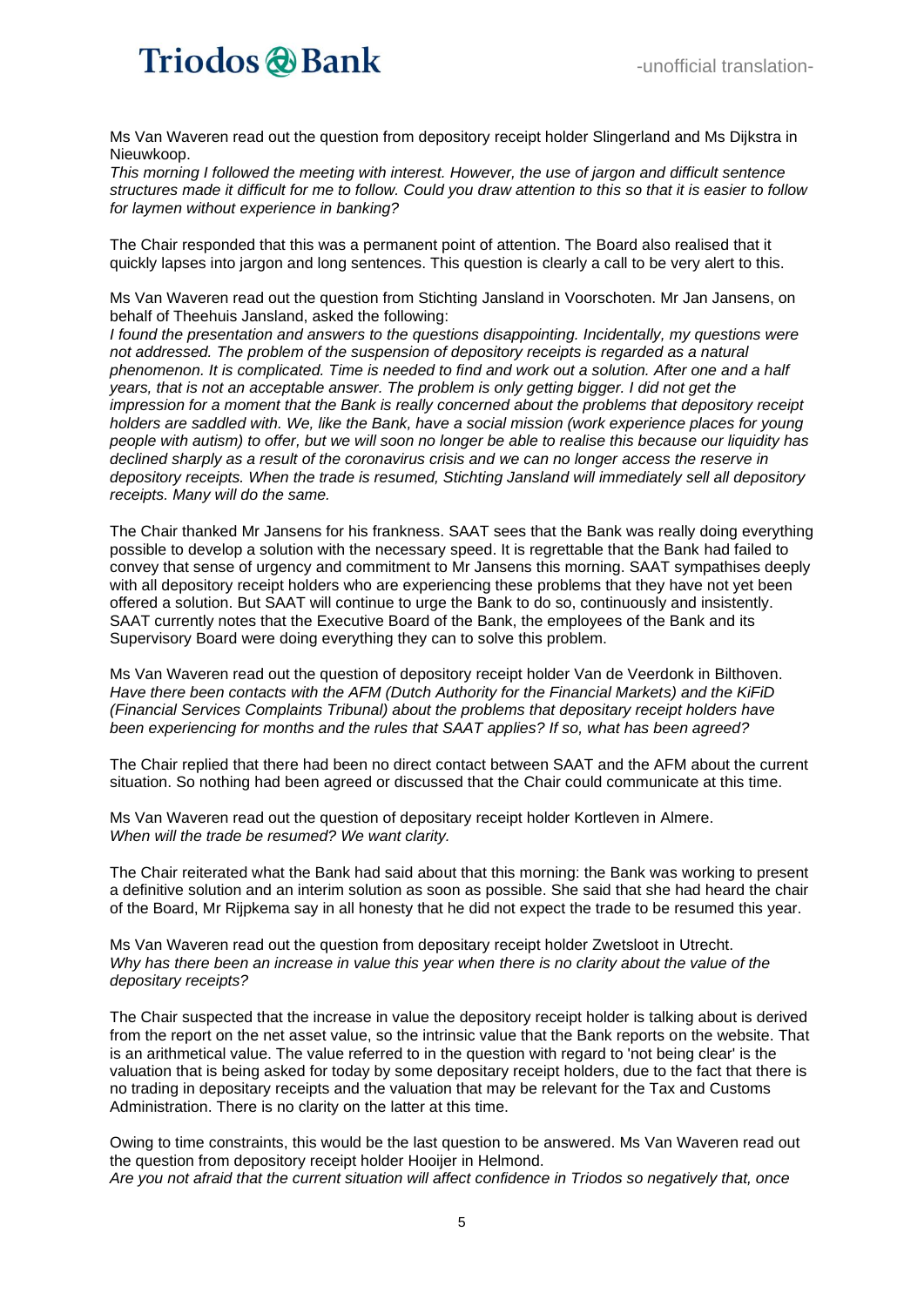Ms Van Waveren read out the question from depository receipt holder Slingerland and Ms Dijkstra in Nieuwkoop.

*This morning I followed the meeting with interest. However, the use of jargon and difficult sentence structures made it difficult for me to follow. Could you draw attention to this so that it is easier to follow for laymen without experience in banking?*

The Chair responded that this was a permanent point of attention. The Board also realised that it quickly lapses into jargon and long sentences. This question is clearly a call to be very alert to this.

Ms Van Waveren read out the question from Stichting Jansland in Voorschoten. Mr Jan Jansens, on behalf of Theehuis Jansland, asked the following:

*I found the presentation and answers to the questions disappointing. Incidentally, my questions were not addressed. The problem of the suspension of depository receipts is regarded as a natural phenomenon. It is complicated. Time is needed to find and work out a solution. After one and a half years, that is not an acceptable answer. The problem is only getting bigger. I did not get the impression for a moment that the Bank is really concerned about the problems that depository receipt holders are saddled with. We, like the Bank, have a social mission (work experience places for young people with autism) to offer, but we will soon no longer be able to realise this because our liquidity has declined sharply as a result of the coronavirus crisis and we can no longer access the reserve in depository receipts. When the trade is resumed, Stichting Jansland will immediately sell all depository receipts. Many will do the same.*

The Chair thanked Mr Jansens for his frankness. SAAT sees that the Bank was really doing everything possible to develop a solution with the necessary speed. It is regrettable that the Bank had failed to convey that sense of urgency and commitment to Mr Jansens this morning. SAAT sympathises deeply with all depository receipt holders who are experiencing these problems that they have not yet been offered a solution. But SAAT will continue to urge the Bank to do so, continuously and insistently. SAAT currently notes that the Executive Board of the Bank, the employees of the Bank and its Supervisory Board were doing everything they can to solve this problem.

Ms Van Waveren read out the question of depository receipt holder Van de Veerdonk in Bilthoven.

*Have there been contacts with the AFM (Dutch Authority for the Financial Markets) and the KiFiD (Financial Services Complaints Tribunal) about the problems that depositary receipt holders have been experiencing for months and the rules that SAAT applies? If so, what has been agreed?*

The Chair replied that there had been no direct contact between SAAT and the AFM about the current situation. So nothing had been agreed or discussed that the Chair could communicate at this time.

Ms Van Waveren read out the question of depositary receipt holder Kortleven in Almere.

*When will the trade be resumed? We want clarity.*

The Chair reiterated what the Bank had said about that this morning: the Bank was working to present a definitive solution and an interim solution as soon as possible. She said that she had heard the chair of the Board, Mr Rijpkema say in all honesty that he did not expect the trade to be resumed this year.

Ms Van Waveren read out the question from depositary receipt holder Zwetsloot in Utrecht.

*Why has there been an increase in value this year when there is no clarity about the value of the depositary receipts?*

The Chair suspected that the increase in value the depository receipt holder is talking about is derived from the report on the net asset value, so the intrinsic value that the Bank reports on the website. That is an arithmetical value. The value referred to in the question with regard to 'not being clear' is the valuation that is being asked for today by some depositary receipt holders, due to the fact that there is no trading in depositary receipts and the valuation that may be relevant for the Tax and Customs Administration. There is no clarity on the latter at this time.

Owing to time constraints, this would be the last question to be answered. Ms Van Waveren read out the question from depository receipt holder Hooijer in Helmond.

*Are you not afraid that the current situation will affect confidence in Triodos so negatively that, once*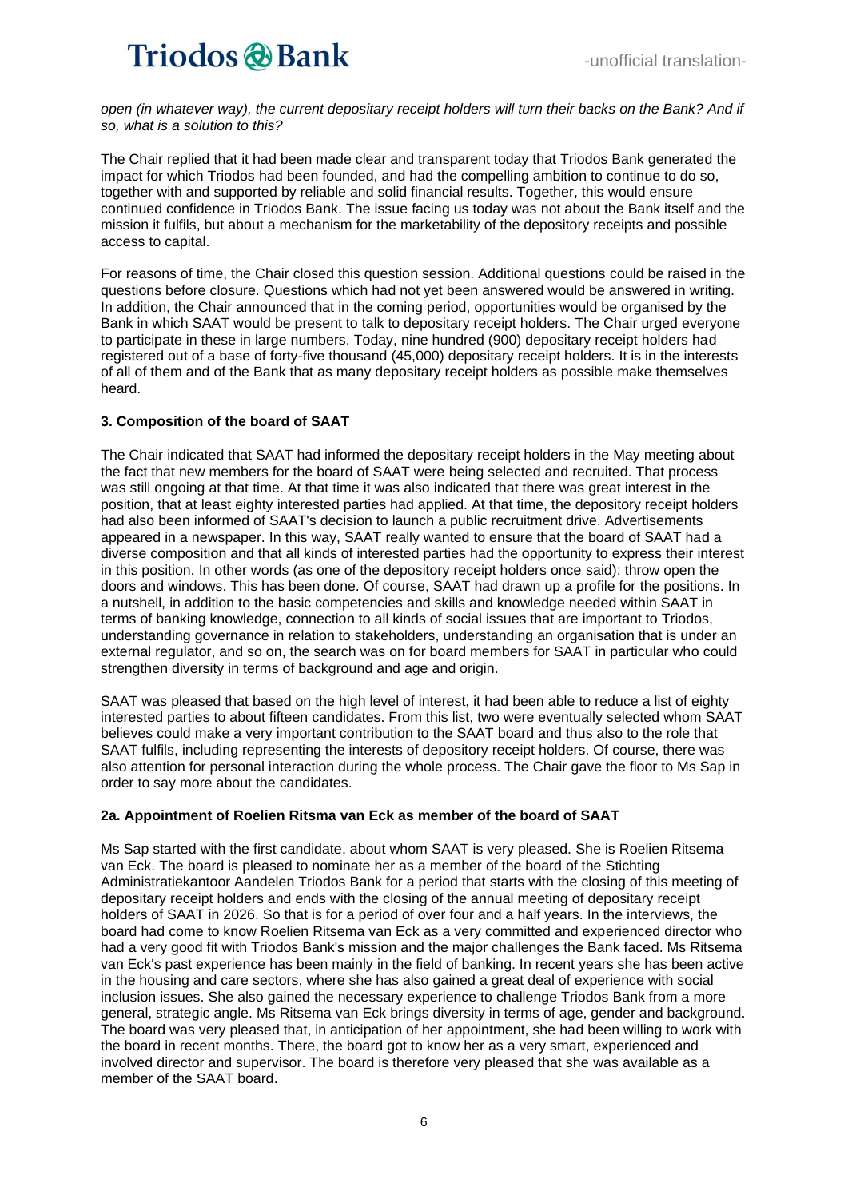*open (in whatever way), the current depositary receipt holders will turn their backs on the Bank? And if so, what is a solution to this?*

The Chair replied that it had been made clear and transparent today that Triodos Bank generated the impact for which Triodos had been founded, and had the compelling ambition to continue to do so, together with and supported by reliable and solid financial results. Together, this would ensure continued confidence in Triodos Bank. The issue facing us today was not about the Bank itself and the mission it fulfils, but about a mechanism for the marketability of the depository receipts and possible access to capital.

For reasons of time, the Chair closed this question session. Additional questions could be raised in the questions before closure. Questions which had not yet been answered would be answered in writing. In addition, the Chair announced that in the coming period, opportunities would be organised by the Bank in which SAAT would be present to talk to depositary receipt holders. The Chair urged everyone to participate in these in large numbers. Today, nine hundred (900) depositary receipt holders had registered out of a base of forty-five thousand (45,000) depositary receipt holders. It is in the interests of all of them and of the Bank that as many depositary receipt holders as possible make themselves heard.

### 3. Composition of the board of SAAT

The Chair indicated that SAAT had informed the depositary receipt holders in the May meeting about the fact that new members for the board of SAAT were being selected and recruited. That process was still ongoing at that time. At that time it was also indicated that there was great interest in the position, that at least eighty interested parties had applied. At that time, the depository receipt holders had also been informed of SAAT's decision to launch a public recruitment drive. Advertisements appeared in a newspaper. In this way, SAAT really wanted to ensure that the board of SAAT had a diverse composition and that all kinds of interested parties had the opportunity to express their interest in this position. In other words (as one of the depository receipt holders once said): throw open the doors and windows. This has been done. Of course, SAAT had drawn up a profile for the positions. In a nutshell, in addition to the basic competencies and skills and knowledge needed within SAAT in terms of banking knowledge, connection to all kinds of social issues that are important to Triodos, understanding governance in relation to stakeholders, understanding an organisation that is under an external regulator, and so on, the search was on for board members for SAAT in particular who could strengthen diversity in terms of background and age and origin.

SAAT was pleased that based on the high level of interest, it had been able to reduce a list of eighty interested parties to about fifteen candidates. From this list, two were eventually selected whom SAAT believes could make a very important contribution to the SAAT board and thus also to the role that SAAT fulfils, including representing the interests of depository receipt holders. Of course, there was also attention for personal interaction during the whole process. The Chair gave the floor to Ms Sap in order to say more about the candidates.

### 2a. Appointment of Roelien Ritsma van Eck as member of the board of SAAT

Ms Sap started with the first candidate, about whom SAAT is very pleased. She is Roelien Ritsema van Eck. The board is pleased to nominate her as a member of the board of the Stichting Administratiekantoor Aandelen Triodos Bank for a period that starts with the closing of this meeting of depositary receipt holders and ends with the closing of the annual meeting of depositary receipt holders of SAAT in 2026. So that is for a period of over four and a half years. In the interviews, the board had come to know Roelien Ritsema van Eck as a very committed and experienced director who had a very good fit with Triodos Bank's mission and the major challenges the Bank faced. Ms Ritsema van Eck's past experience has been mainly in the field of banking. In recent years she has been active in the housing and care sectors, where she has also gained a great deal of experience with social inclusion issues. She also gained the necessary experience to challenge Triodos Bank from a more general, strategic angle. Ms Ritsema van Eck brings diversity in terms of age, gender and background. The board was very pleased that, in anticipation of her appointment, she had been willing to work with the board in recent months. There, the board got to know her as a very smart, experienced and involved director and supervisor. The board is therefore very pleased that she was available as a member of the SAAT board.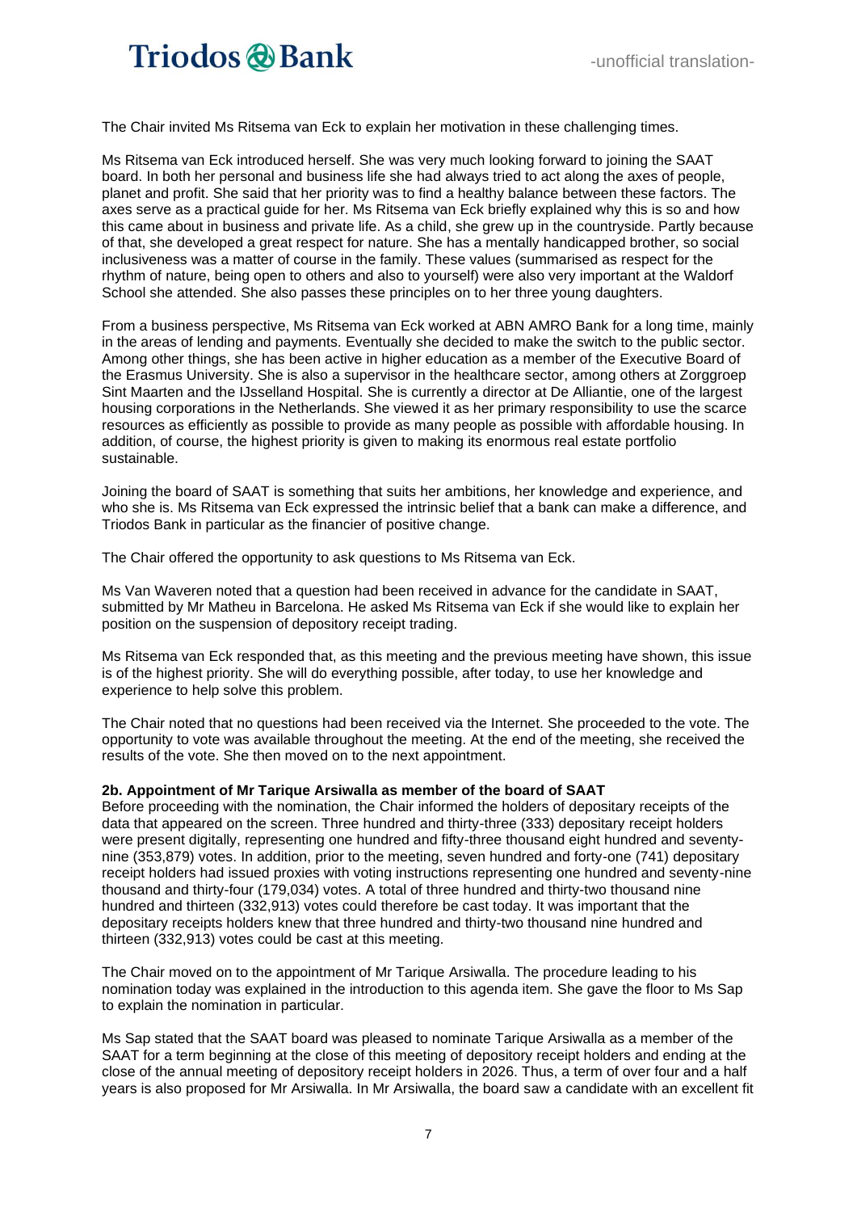The Chair invited Ms Ritsema van Eck to explain her motivation in these challenging times.

Ms Ritsema van Eck introduced herself. She was very much looking forward to joining the SAAT board. In both her personal and business life she had always tried to act along the axes of people, planet and profit. She said that her priority was to find a healthy balance between these factors. The axes serve as a practical guide for her. Ms Ritsema van Eck briefly explained why this is so and how this came about in business and private life. As a child, she grew up in the countryside. Partly because of that, she developed a great respect for nature. She has a mentally handicapped brother, so social inclusiveness was a matter of course in the family. These values (summarised as respect for the rhythm of nature, being open to others and also to yourself) were also very important at the Waldorf School she attended. She also passes these principles on to her three young daughters.

From a business perspective, Ms Ritsema van Eck worked at ABN AMRO Bank for a long time, mainly in the areas of lending and payments. Eventually she decided to make the switch to the public sector. Among other things, she has been active in higher education as a member of the Executive Board of the Erasmus University. She is also a supervisor in the healthcare sector, among others at Zorggroep Sint Maarten and the IJsselland Hospital. She is currently a director at De Alliantie, one of the largest housing corporations in the Netherlands. She viewed it as her primary responsibility to use the scarce resources as efficiently as possible to provide as many people as possible with affordable housing. In addition, of course, the highest priority is given to making its enormous real estate portfolio sustainable.

Joining the board of SAAT is something that suits her ambitions, her knowledge and experience, and who she is. Ms Ritsema van Eck expressed the intrinsic belief that a bank can make a difference, and Triodos Bank in particular as the financier of positive change.

The Chair offered the opportunity to ask questions to Ms Ritsema van Eck.

Ms Van Waveren noted that a question had been received in advance for the candidate in SAAT, submitted by Mr Matheu in Barcelona. He asked Ms Ritsema van Eck if she would like to explain her position on the suspension of depository receipt trading.

Ms Ritsema van Eck responded that, as this meeting and the previous meeting have shown, this issue is of the highest priority. She will do everything possible, after today, to use her knowledge and experience to help solve this problem.

The Chair noted that no questions had been received via the Internet. She proceeded to the vote. The opportunity to vote was available throughout the meeting. At the end of the meeting, she received the results of the vote. She then moved on to the next appointment.

**2b. Appointment of Mr Tarique Arsiwalla as member of the board of SAAT**

Before proceeding with the nomination, the Chair informed the holders of depositary receipts of the data that appeared on the screen. Three hundred and thirty-three (333) depositary receipt holders were present digitally, representing one hundred and fifty-three thousand eight hundred and seventy-nine (353,879) votes. In addition, prior to the meeting, seven hundred and forty-one (741) depositary receipt holders had issued proxies with voting instructions representing one hundred and seventy-nine thousand and thirty-four (179,034) votes. A total of three hundred and thirty-two thousand nine hundred and thirteen (332,913) votes could therefore be cast today. It was important that the depositary receipts holders knew that three hundred and thirty-two thousand nine hundred and thirteen (332,913) votes could be cast at this meeting.

The Chair moved on to the appointment of Mr Tarique Arsiwalla. The procedure leading to his nomination today was explained in the introduction to this agenda item. She gave the floor to Ms Sap to explain the nomination in particular.

Ms Sap stated that the SAAT board was pleased to nominate Tarique Arsiwalla as a member of the SAAT for a term beginning at the close of this meeting of depository receipt holders and ending at the close of the annual meeting of depository receipt holders in 2026. Thus, a term of over four and a half years is also proposed for Mr Arsiwalla. In Mr Arsiwalla, the board saw a candidate with an excellent fit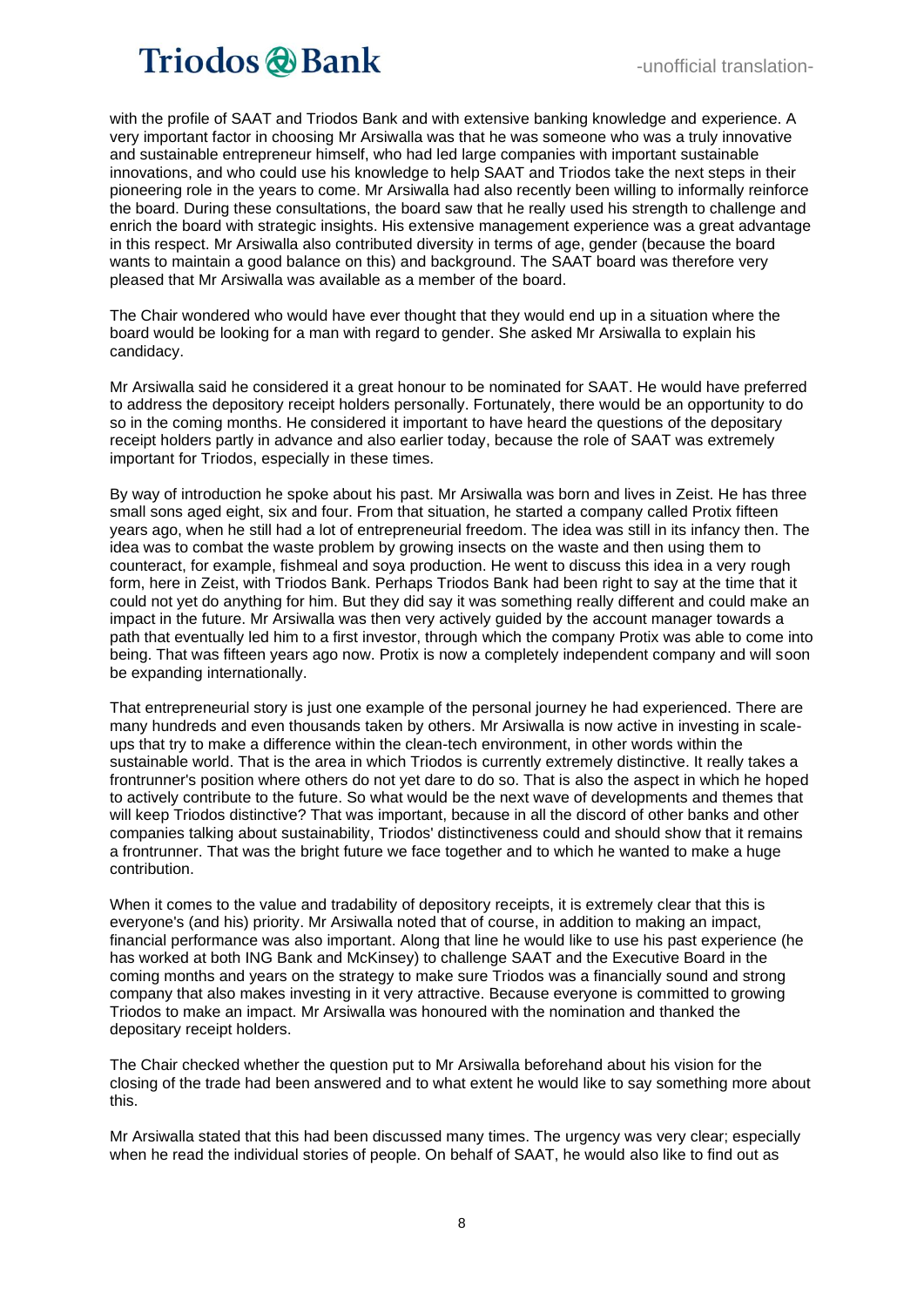with the profile of SAAT and Triodos Bank and with extensive banking knowledge and experience. A very important factor in choosing Mr Arsiwalla was that he was someone who was a truly innovative and sustainable entrepreneur himself, who had led large companies with important sustainable innovations, and who could use his knowledge to help SAAT and Triodos take the next steps in their pioneering role in the years to come. Mr Arsiwalla had also recently been willing to informally reinforce the board. During these consultations, the board saw that he really used his strength to challenge and enrich the board with strategic insights. His extensive management experience was a great advantage in this respect. Mr Arsiwalla also contributed diversity in terms of age, gender (because the board wants to maintain a good balance on this) and background. The SAAT board was therefore very pleased that Mr Arsiwalla was available as a member of the board.

The Chair wondered who would have ever thought that they would end up in a situation where the board would be looking for a man with regard to gender. She asked Mr Arsiwalla to explain his candidacy.

Mr Arsiwalla said he considered it a great honour to be nominated for SAAT. He would have preferred to address the depository receipt holders personally. Fortunately, there would be an opportunity to do so in the coming months. He considered it important to have heard the questions of the depositary receipt holders partly in advance and also earlier today, because the role of SAAT was extremely important for Triodos, especially in these times.

By way of introduction he spoke about his past. Mr Arsiwalla was born and lives in Zeist. He has three small sons aged eight, six and four. From that situation, he started a company called Protix fifteen years ago, when he still had a lot of entrepreneurial freedom. The idea was still in its infancy then. The idea was to combat the waste problem by growing insects on the waste and then using them to counteract, for example, fishmeal and soya production. He went to discuss this idea in a very rough form, here in Zeist, with Triodos Bank. Perhaps Triodos Bank had been right to say at the time that it could not yet do anything for him. But they did say it was something really different and could make an impact in the future. Mr Arsiwalla was then very actively guided by the account manager towards a path that eventually led him to a first investor, through which the company Protix was able to come into being. That was fifteen years ago now. Protix is now a completely independent company and will soon be expanding internationally.

That entrepreneurial story is just one example of the personal journey he had experienced. There are many hundreds and even thousands taken by others. Mr Arsiwalla is now active in investing in scale-ups that try to make a difference within the clean-tech environment, in other words within the sustainable world. That is the area in which Triodos is currently extremely distinctive. It really takes a frontrunner's position where others do not yet dare to do so. That is also the aspect in which he hoped to actively contribute to the future. So what would be the next wave of developments and themes that will keep Triodos distinctive? That was important, because in all the discord of other banks and other companies talking about sustainability, Triodos' distinctiveness could and should show that it remains a frontrunner. That was the bright future we face together and to which he wanted to make a huge contribution.

When it comes to the value and tradability of depository receipts, it is extremely clear that this is everyone's (and his) priority. Mr Arsiwalla noted that of course, in addition to making an impact, financial performance was also important. Along that line he would like to use his past experience (he has worked at both ING Bank and McKinsey) to challenge SAAT and the Executive Board in the coming months and years on the strategy to make sure Triodos was a financially sound and strong company that also makes investing in it very attractive. Because everyone is committed to growing Triodos to make an impact. Mr Arsiwalla was honoured with the nomination and thanked the depositary receipt holders.

The Chair checked whether the question put to Mr Arsiwalla beforehand about his vision for the closing of the trade had been answered and to what extent he would like to say something more about this.

Mr Arsiwalla stated that this had been discussed many times. The urgency was very clear; especially when he read the individual stories of people. On behalf of SAAT, he would also like to find out as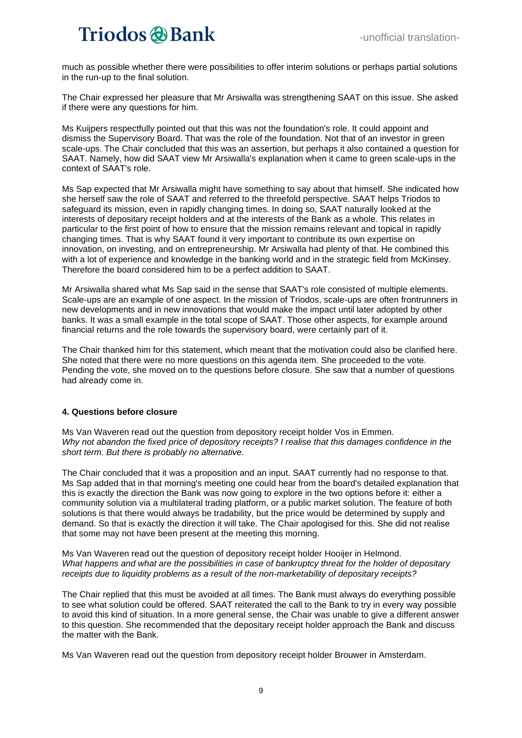much as possible whether there were possibilities to offer interim solutions or perhaps partial solutions in the run-up to the final solution.

The Chair expressed her pleasure that Mr Arsiwalla was strengthening SAAT on this issue. She asked if there were any questions for him.

Ms Kuijpers respectfully pointed out that this was not the foundation's role. It could appoint and dismiss the Supervisory Board. That was the role of the foundation. Not that of an investor in green scale-ups. The Chair concluded that this was an assertion, but perhaps it also contained a question for SAAT. Namely, how did SAAT view Mr Arsiwalla's explanation when it came to green scale-ups in the context of SAAT's role.

Ms Sap expected that Mr Arsiwalla might have something to say about that himself. She indicated how she herself saw the role of SAAT and referred to the threefold perspective. SAAT helps Triodos to safeguard its mission, even in rapidly changing times. In doing so, SAAT naturally looked at the interests of depositary receipt holders and at the interests of the Bank as a whole. This relates in particular to the first point of how to ensure that the mission remains relevant and topical in rapidly changing times. That is why SAAT found it very important to contribute its own expertise on innovation, on investing, and on entrepreneurship. Mr Arsiwalla had plenty of that. He combined this with a lot of experience and knowledge in the banking world and in the strategic field from McKinsey. Therefore the board considered him to be a perfect addition to SAAT.

Mr Arsiwalla shared what Ms Sap said in the sense that SAAT's role consisted of multiple elements. Scale-ups are an example of one aspect. In the mission of Triodos, scale-ups are often frontrunners in new developments and in new innovations that would make the impact until later adopted by other banks. It was a small example in the total scope of SAAT. Those other aspects, for example around financial returns and the role towards the supervisory board, were certainly part of it.

The Chair thanked him for this statement, which meant that the motivation could also be clarified here. She noted that there were no more questions on this agenda item. She proceeded to the vote. Pending the vote, she moved on to the questions before closure. She saw that a number of questions had already come in.

#### 4. Questions before closure

Ms Van Waveren read out the question from depository receipt holder Vos in Emmen.
*Why not abandon the fixed price of depository receipts? I realise that this damages confidence in the short term. But there is probably no alternative.*

The Chair concluded that it was a proposition and an input. SAAT currently had no response to that. Ms Sap added that in that morning's meeting one could hear from the board's detailed explanation that this is exactly the direction the Bank was now going to explore in the two options before it: either a community solution via a multilateral trading platform, or a public market solution. The feature of both solutions is that there would always be tradability, but the price would be determined by supply and demand. So that is exactly the direction it will take. The Chair apologised for this. She did not realise that some may not have been present at the meeting this morning.

Ms Van Waveren read out the question of depository receipt holder Hooijer in Helmond.
*What happens and what are the possibilities in case of bankruptcy threat for the holder of depositary receipts due to liquidity problems as a result of the non-marketability of depositary receipts?*

The Chair replied that this must be avoided at all times. The Bank must always do everything possible to see what solution could be offered. SAAT reiterated the call to the Bank to try in every way possible to avoid this kind of situation. In a more general sense, the Chair was unable to give a different answer to this question. She recommended that the depositary receipt holder approach the Bank and discuss the matter with the Bank.

Ms Van Waveren read out the question from depository receipt holder Brouwer in Amsterdam.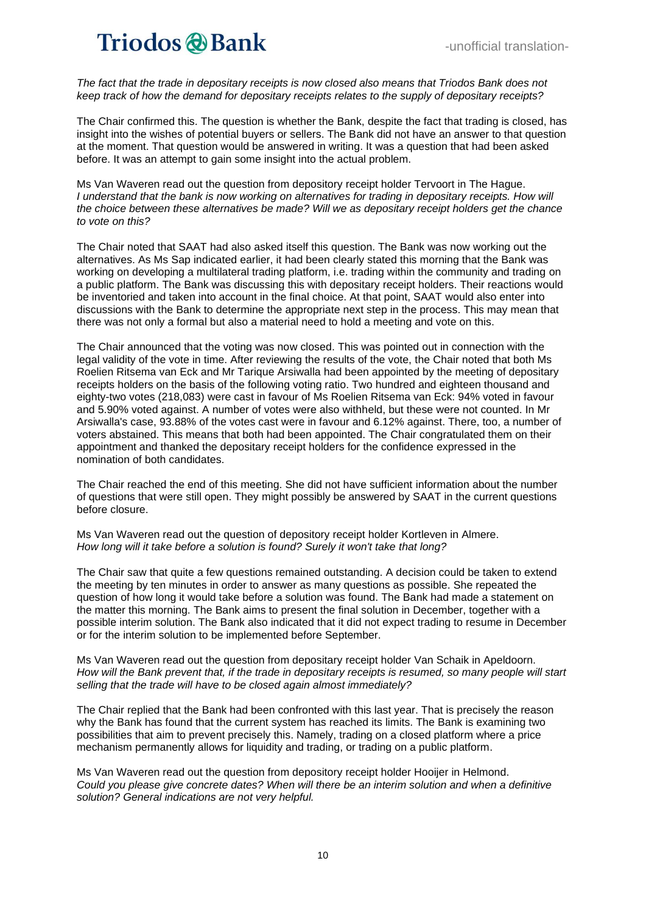*The fact that the trade in depositary receipts is now closed also means that Triodos Bank does not keep track of how the demand for depositary receipts relates to the supply of depositary receipts?*

The Chair confirmed this. The question is whether the Bank, despite the fact that trading is closed, has insight into the wishes of potential buyers or sellers. The Bank did not have an answer to that question at the moment. That question would be answered in writing. It was a question that had been asked before. It was an attempt to gain some insight into the actual problem.

Ms Van Waveren read out the question from depository receipt holder Tervoort in The Hague.
*I understand that the bank is now working on alternatives for trading in depositary receipts. How will the choice between these alternatives be made? Will we as depositary receipt holders get the chance to vote on this?*

The Chair noted that SAAT had also asked itself this question. The Bank was now working out the alternatives. As Ms Sap indicated earlier, it had been clearly stated this morning that the Bank was working on developing a multilateral trading platform, i.e. trading within the community and trading on a public platform. The Bank was discussing this with depositary receipt holders. Their reactions would be inventoried and taken into account in the final choice. At that point, SAAT would also enter into discussions with the Bank to determine the appropriate next step in the process. This may mean that there was not only a formal but also a material need to hold a meeting and vote on this.

The Chair announced that the voting was now closed. This was pointed out in connection with the legal validity of the vote in time. After reviewing the results of the vote, the Chair noted that both Ms Roelien Ritsema van Eck and Mr Tarique Arsiwalla had been appointed by the meeting of depositary receipts holders on the basis of the following voting ratio. Two hundred and eighteen thousand and eighty-two votes (218,083) were cast in favour of Ms Roelien Ritsema van Eck: 94% voted in favour and 5.90% voted against. A number of votes were also withheld, but these were not counted. In Mr Arsiwalla's case, 93.88% of the votes cast were in favour and 6.12% against. There, too, a number of voters abstained. This means that both had been appointed. The Chair congratulated them on their appointment and thanked the depositary receipt holders for the confidence expressed in the nomination of both candidates.

The Chair reached the end of this meeting. She did not have sufficient information about the number of questions that were still open. They might possibly be answered by SAAT in the current questions before closure.

Ms Van Waveren read out the question of depository receipt holder Kortleven in Almere.
*How long will it take before a solution is found? Surely it won't take that long?*

The Chair saw that quite a few questions remained outstanding. A decision could be taken to extend the meeting by ten minutes in order to answer as many questions as possible. She repeated the question of how long it would take before a solution was found. The Bank had made a statement on the matter this morning. The Bank aims to present the final solution in December, together with a possible interim solution. The Bank also indicated that it did not expect trading to resume in December or for the interim solution to be implemented before September.

Ms Van Waveren read out the question from depositary receipt holder Van Schaik in Apeldoorn.
*How will the Bank prevent that, if the trade in depositary receipts is resumed, so many people will start selling that the trade will have to be closed again almost immediately?*

The Chair replied that the Bank had been confronted with this last year. That is precisely the reason why the Bank has found that the current system has reached its limits. The Bank is examining two possibilities that aim to prevent precisely this. Namely, trading on a closed platform where a price mechanism permanently allows for liquidity and trading, or trading on a public platform.

Ms Van Waveren read out the question from depositary receipt holder Hooijer in Helmond.
*Could you please give concrete dates? When will there be an interim solution and when a definitive solution? General indications are not very helpful.*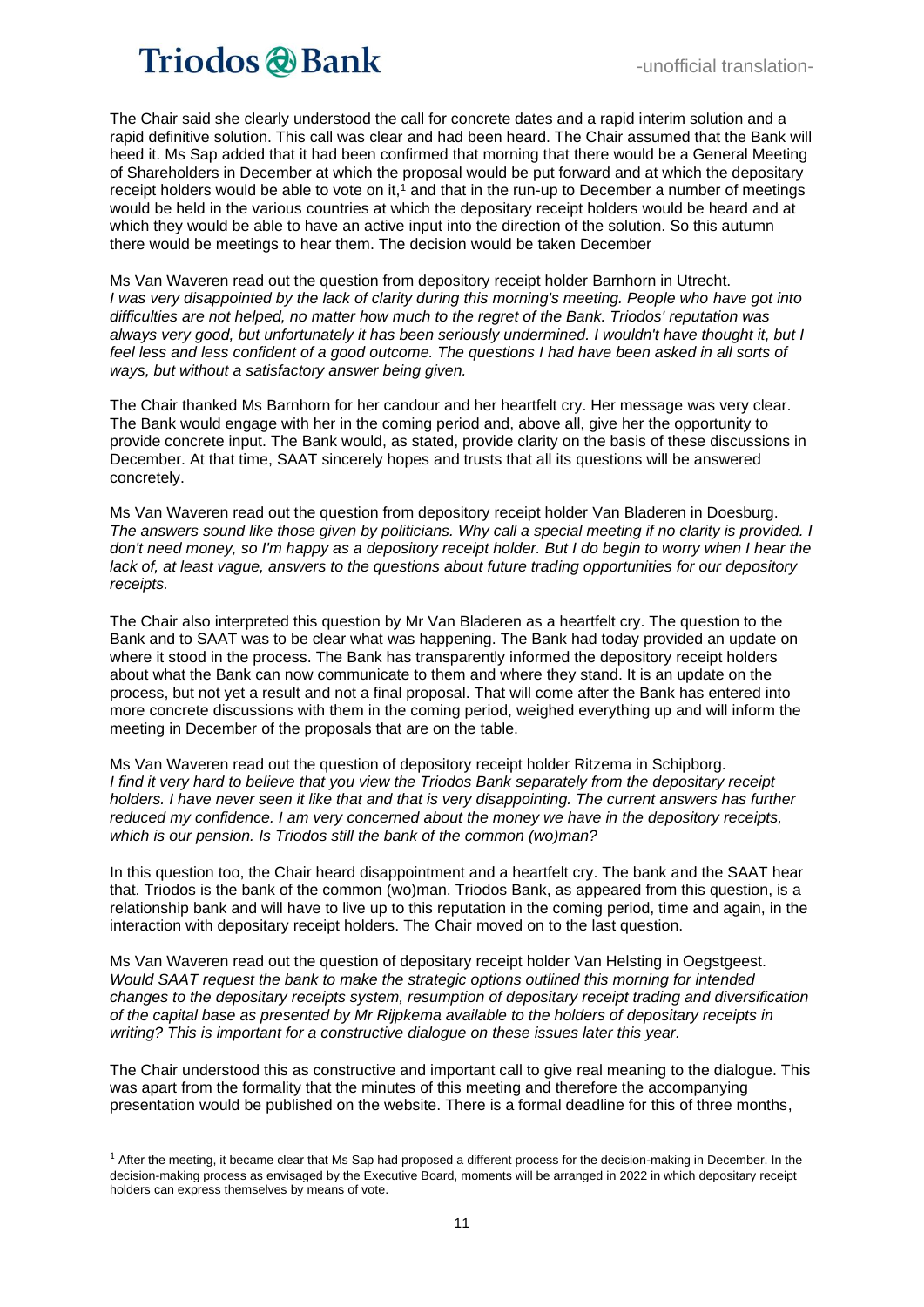The Chair said she clearly understood the call for concrete dates and a rapid interim solution and a rapid definitive solution. This call was clear and had been heard. The Chair assumed that the Bank will heed it. Ms Sap added that it had been confirmed that morning that there would be a General Meeting of Shareholders in December at which the proposal would be put forward and at which the depositary receipt holders would be able to vote on it,[1] and that in the run-up to December a number of meetings would be held in the various countries at which the depositary receipt holders would be heard and at which they would be able to have an active input into the direction of the solution. So this autumn there would be meetings to hear them. The decision would be taken December

Ms Van Waveren read out the question from depository receipt holder Barnhorn in Utrecht. *I was very disappointed by the lack of clarity during this morning's meeting. People who have got into difficulties are not helped, no matter how much to the regret of the Bank. Triodos' reputation was always very good, but unfortunately it has been seriously undermined. I wouldn't have thought it, but I feel less and less confident of a good outcome. The questions I had have been asked in all sorts of ways, but without a satisfactory answer being given.*

The Chair thanked Ms Barnhorn for her candour and her heartfelt cry. Her message was very clear. The Bank would engage with her in the coming period and, above all, give her the opportunity to provide concrete input. The Bank would, as stated, provide clarity on the basis of these discussions in December. At that time, SAAT sincerely hopes and trusts that all its questions will be answered concretely.

Ms Van Waveren read out the question from depository receipt holder Van Bladeren in Doesburg. *The answers sound like those given by politicians. Why call a special meeting if no clarity is provided. I don't need money, so I'm happy as a depository receipt holder. But I do begin to worry when I hear the lack of, at least vague, answers to the questions about future trading opportunities for our depository receipts.*

The Chair also interpreted this question by Mr Van Bladeren as a heartfelt cry. The question to the Bank and to SAAT was to be clear what was happening. The Bank had today provided an update on where it stood in the process. The Bank has transparently informed the depository receipt holders about what the Bank can now communicate to them and where they stand. It is an update on the process, but not yet a result and not a final proposal. That will come after the Bank has entered into more concrete discussions with them in the coming period, weighed everything up and will inform the meeting in December of the proposals that are on the table.

Ms Van Waveren read out the question of depository receipt holder Ritzema in Schipborg. *I find it very hard to believe that you view the Triodos Bank separately from the depositary receipt holders. I have never seen it like that and that is very disappointing. The current answers has further reduced my confidence. I am very concerned about the money we have in the depository receipts, which is our pension. Is Triodos still the bank of the common (wo)man?*

In this question too, the Chair heard disappointment and a heartfelt cry. The bank and the SAAT hear that. Triodos is the bank of the common (wo)man. Triodos Bank, as appeared from this question, is a relationship bank and will have to live up to this reputation in the coming period, time and again, in the interaction with depositary receipt holders. The Chair moved on to the last question.

Ms Van Waveren read out the question of depositary receipt holder Van Helsting in Oegstgeest. *Would SAAT request the bank to make the strategic options outlined this morning for intended changes to the depositary receipts system, resumption of depositary receipt trading and diversification of the capital base as presented by Mr Rijpkema available to the holders of depositary receipts in writing? This is important for a constructive dialogue on these issues later this year.*

The Chair understood this as constructive and important call to give real meaning to the dialogue. This was apart from the formality that the minutes of this meeting and therefore the accompanying presentation would be published on the website. There is a formal deadline for this of three months,

[1] After the meeting, it became clear that Ms Sap had proposed a different process for the decision-making in December. In the decision-making process as envisaged by the Executive Board, moments will be arranged in 2022 in which depositary receipt holders can express themselves by means of vote.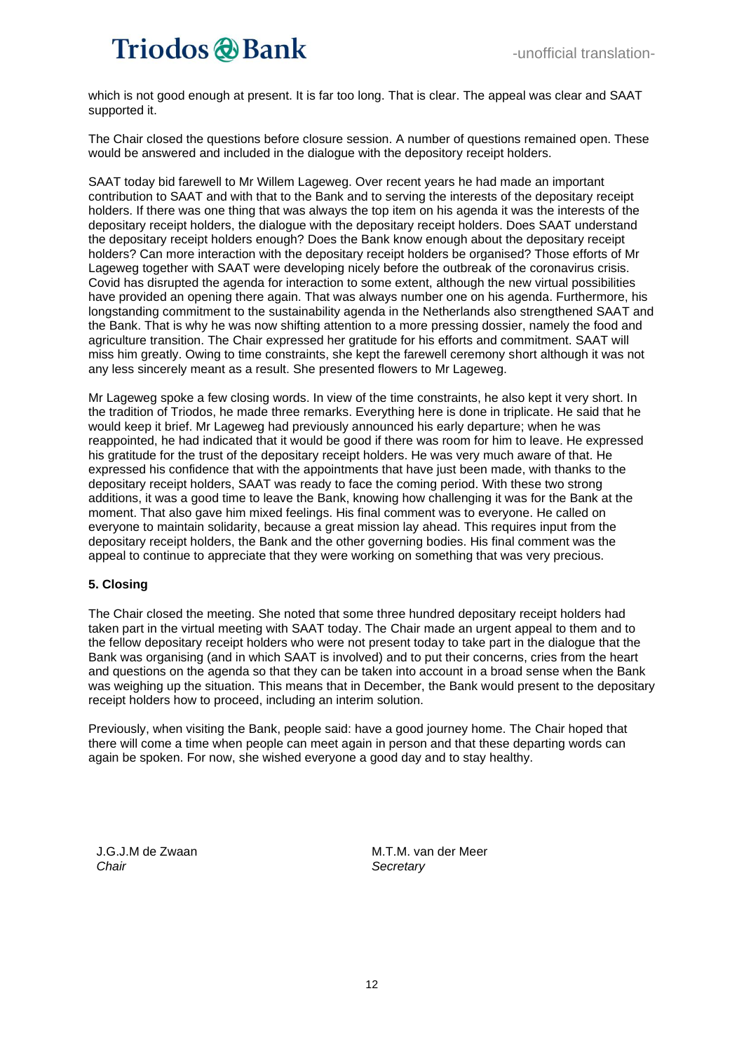which is not good enough at present. It is far too long. That is clear. The appeal was clear and SAAT supported it.

The Chair closed the questions before closure session. A number of questions remained open. These would be answered and included in the dialogue with the depository receipt holders.

SAAT today bid farewell to Mr Willem Lageweg. Over recent years he had made an important contribution to SAAT and with that to the Bank and to serving the interests of the depositary receipt holders. If there was one thing that was always the top item on his agenda it was the interests of the depositary receipt holders, the dialogue with the depositary receipt holders. Does SAAT understand the depositary receipt holders enough? Does the Bank know enough about the depositary receipt holders? Can more interaction with the depositary receipt holders be organised? Those efforts of Mr Lageweg together with SAAT were developing nicely before the outbreak of the coronavirus crisis. Covid has disrupted the agenda for interaction to some extent, although the new virtual possibilities have provided an opening there again. That was always number one on his agenda. Furthermore, his longstanding commitment to the sustainability agenda in the Netherlands also strengthened SAAT and the Bank. That is why he was now shifting attention to a more pressing dossier, namely the food and agriculture transition. The Chair expressed her gratitude for his efforts and commitment. SAAT will miss him greatly. Owing to time constraints, she kept the farewell ceremony short although it was not any less sincerely meant as a result. She presented flowers to Mr Lageweg.

Mr Lageweg spoke a few closing words. In view of the time constraints, he also kept it very short. In the tradition of Triodos, he made three remarks. Everything here is done in triplicate. He said that he would keep it brief. Mr Lageweg had previously announced his early departure; when he was reappointed, he had indicated that it would be good if there was room for him to leave. He expressed his gratitude for the trust of the depositary receipt holders. He was very much aware of that. He expressed his confidence that with the appointments that have just been made, with thanks to the depositary receipt holders, SAAT was ready to face the coming period. With these two strong additions, it was a good time to leave the Bank, knowing how challenging it was for the Bank at the moment. That also gave him mixed feelings. His final comment was to everyone. He called on everyone to maintain solidarity, because a great mission lay ahead. This requires input from the depositary receipt holders, the Bank and the other governing bodies. His final comment was the appeal to continue to appreciate that they were working on something that was very precious.

**5. Closing**

The Chair closed the meeting. She noted that some three hundred depositary receipt holders had taken part in the virtual meeting with SAAT today. The Chair made an urgent appeal to them and to the fellow depositary receipt holders who were not present today to take part in the dialogue that the Bank was organising (and in which SAAT is involved) and to put their concerns, cries from the heart and questions on the agenda so that they can be taken into account in a broad sense when the Bank was weighing up the situation. This means that in December, the Bank would present to the depositary receipt holders how to proceed, including an interim solution.

Previously, when visiting the Bank, people said: have a good journey home. The Chair hoped that there will come a time when people can meet again in person and that these departing words can again be spoken. For now, she wished everyone a good day and to stay healthy.

| | |
|---|---|
| J.G.J.M de Zwaan | M.T.M. van der Meer |
| *Chair* | *Secretary* |